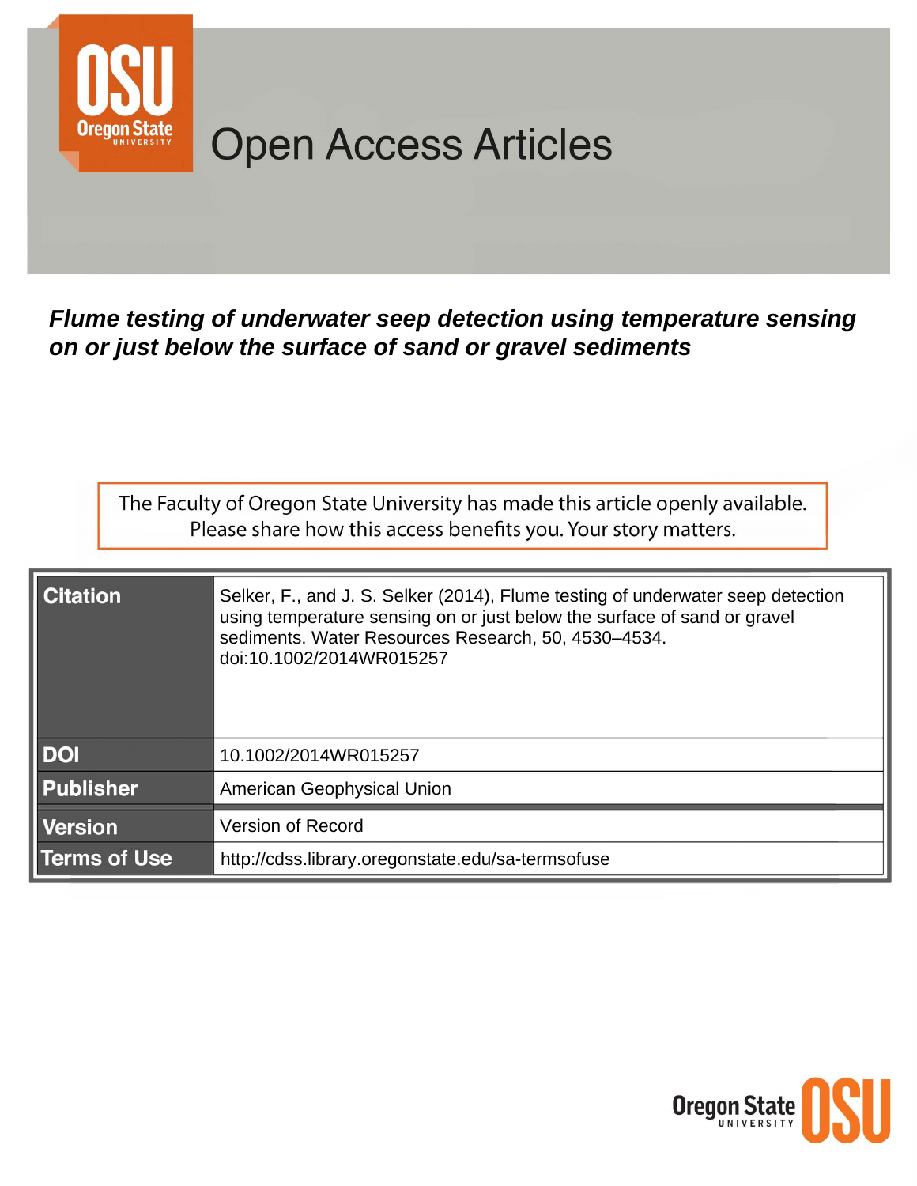# Open Access Articles

***Flume testing of underwater seep detection using temperature sensing on or just below the surface of sand or gravel sediments***

The Faculty of Oregon State University has made this article openly available. Please share how this access benefits you. Your story matters.

| | |
|---|---|
| **Citation** | Selker, F., and J. S. Selker (2014), Flume testing of underwater seep detection using temperature sensing on or just below the surface of sand or gravel sediments. Water Resources Research, 50, 4530–4534. doi:10.1002/2014WR015257 |
| **DOI** | 10.1002/2014WR015257 |
| **Publisher** | American Geophysical Union |
| **Version** | Version of Record |
| **Terms of Use** | http://cdss.library.oregonstate.edu/sa-termsofuse |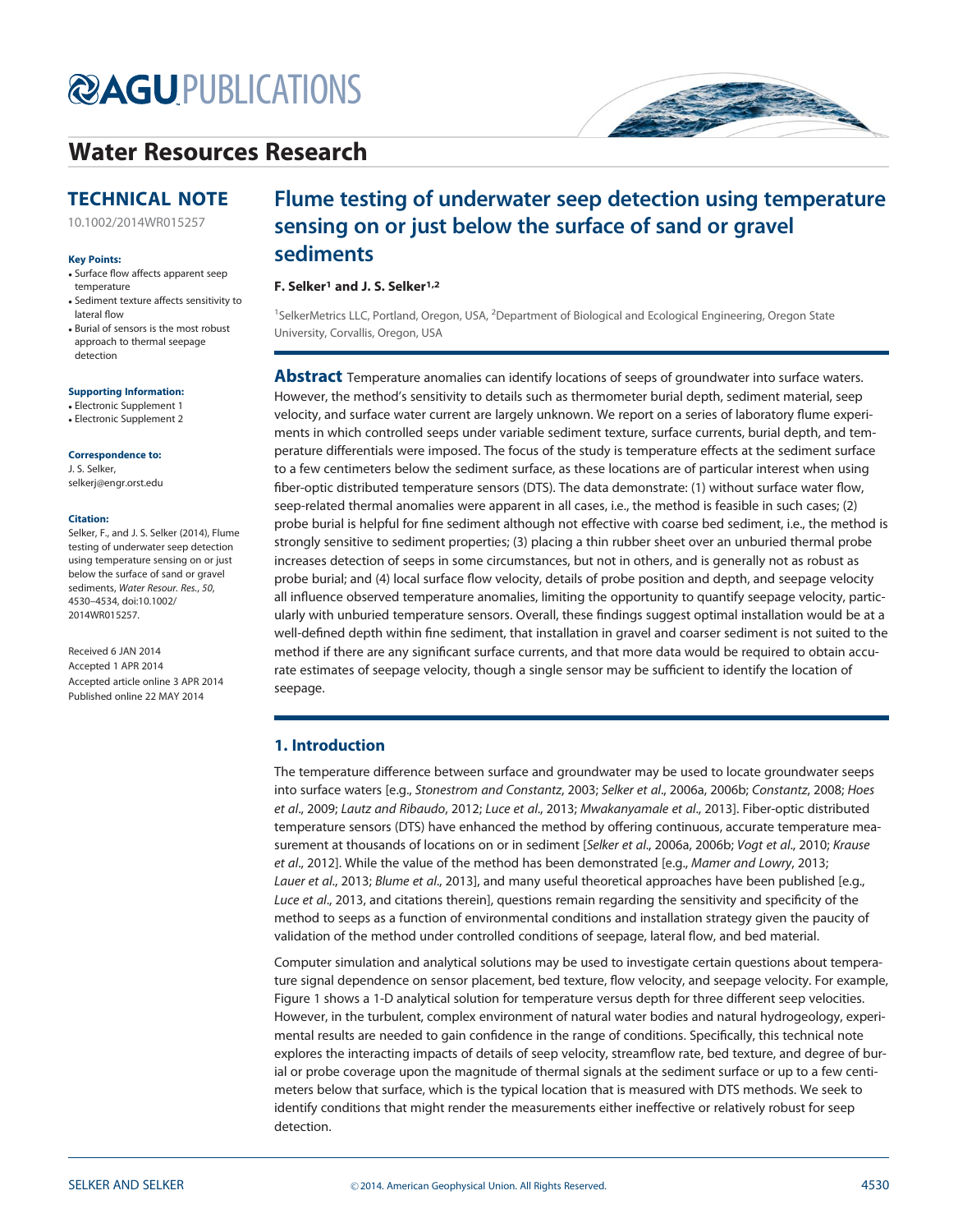# Flume testing of underwater seep detection using temperature sensing on or just below the surface of sand or gravel sediments

**F. Selker[1] and J. S. Selker[1,2]**

[1]SelkerMetrics LLC, Portland, Oregon, USA, [2]Department of Biological and Ecological Engineering, Oregon State University, Corvallis, Oregon, USA

**TECHNICAL NOTE**

10.1002/2014WR015257

**Key Points:**

- Surface flow affects apparent seep temperature
- Sediment texture affects sensitivity to lateral flow
- Burial of sensors is the most robust approach to thermal seepage detection

**Supporting Information:**

- Electronic Supplement 1
- Electronic Supplement 2

**Correspondence to:**

J. S. Selker,
selkerj@engr.orst.edu

**Citation:**

Selker, F., and J. S. Selker (2014), Flume testing of underwater seep detection using temperature sensing on or just below the surface of sand or gravel sediments, *Water Resour. Res.*, *50*, 4530–4534, doi:10.1002/2014WR015257.

Received 6 JAN 2014
Accepted 1 APR 2014
Accepted article online 3 APR 2014
Published online 22 MAY 2014

**Abstract** Temperature anomalies can identify locations of seeps of groundwater into surface waters. However, the method's sensitivity to details such as thermometer burial depth, sediment material, seep velocity, and surface water current are largely unknown. We report on a series of laboratory flume experiments in which controlled seeps under variable sediment texture, surface currents, burial depth, and temperature differentials were imposed. The focus of the study is temperature effects at the sediment surface to a few centimeters below the sediment surface, as these locations are of particular interest when using fiber-optic distributed temperature sensors (DTS). The data demonstrate: (1) without surface water flow, seep-related thermal anomalies were apparent in all cases, i.e., the method is feasible in such cases; (2) probe burial is helpful for fine sediment although not effective with coarse bed sediment, i.e., the method is strongly sensitive to sediment properties; (3) placing a thin rubber sheet over an unburied thermal probe increases detection of seeps in some circumstances, but not in others, and is generally not as robust as probe burial; and (4) local surface flow velocity, details of probe position and depth, and seepage velocity all influence observed temperature anomalies, limiting the opportunity to quantify seepage velocity, particularly with unburied temperature sensors. Overall, these findings suggest optimal installation would be at a well-defined depth within fine sediment, that installation in gravel and coarser sediment is not suited to the method if there are any significant surface currents, and that more data would be required to obtain accurate estimates of seepage velocity, though a single sensor may be sufficient to identify the location of seepage.

## 1. Introduction

The temperature difference between surface and groundwater may be used to locate groundwater seeps into surface waters [e.g., *Stonestrom and Constantz*, 2003; *Selker et al.*, 2006a, 2006b; *Constantz*, 2008; *Hoes et al.*, 2009; *Lautz and Ribaudo*, 2012; *Luce et al.*, 2013; *Mwakanyamale et al.*, 2013]. Fiber-optic distributed temperature sensors (DTS) have enhanced the method by offering continuous, accurate temperature measurement at thousands of locations on or in sediment [*Selker et al.*, 2006a, 2006b; *Vogt et al.*, 2010; *Krause et al.*, 2012]. While the value of the method has been demonstrated [e.g., *Mamer and Lowry*, 2013; *Lauer et al.*, 2013; *Blume et al.*, 2013], and many useful theoretical approaches have been published [e.g., *Luce et al.*, 2013, and citations therein], questions remain regarding the sensitivity and specificity of the method to seeps as a function of environmental conditions and installation strategy given the paucity of validation of the method under controlled conditions of seepage, lateral flow, and bed material.

Computer simulation and analytical solutions may be used to investigate certain questions about temperature signal dependence on sensor placement, bed texture, flow velocity, and seepage velocity. For example, Figure 1 shows a 1-D analytical solution for temperature versus depth for three different seep velocities. However, in the turbulent, complex environment of natural water bodies and natural hydrogeology, experimental results are needed to gain confidence in the range of conditions. Specifically, this technical note explores the interacting impacts of details of seep velocity, streamflow rate, bed texture, and degree of burial or probe coverage upon the magnitude of thermal signals at the sediment surface or up to a few centimeters below that surface, which is the typical location that is measured with DTS methods. We seek to identify conditions that might render the measurements either ineffective or relatively robust for seep detection.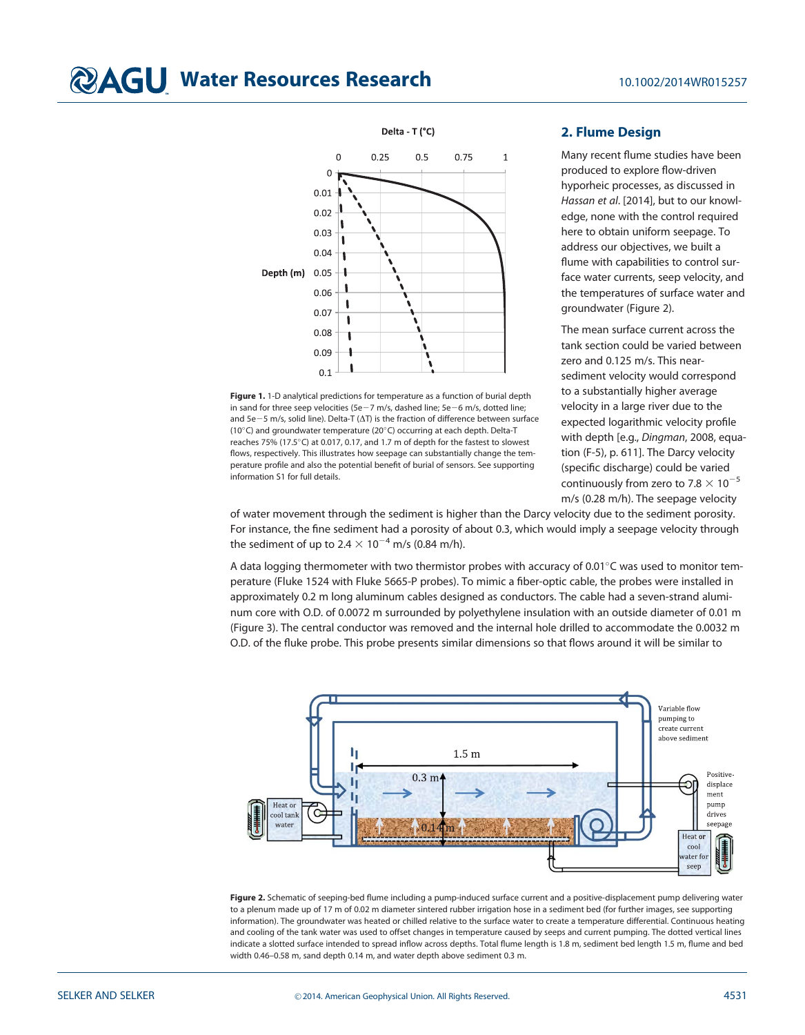**Figure 1.** 1-D analytical predictions for temperature as a function of burial depth in sand for three seep velocities (5e−7 m/s, dashed line; 5e−6 m/s, dotted line; and 5e−5 m/s, solid line). Delta-T (ΔT) is the fraction of difference between surface (10°C) and groundwater temperature (20°C) occurring at each depth. Delta-T reaches 75% (17.5°C) at 0.017, 0.17, and 1.7 m of depth for the fastest to slowest flows, respectively. This illustrates how seepage can substantially change the temperature profile and also the potential benefit of burial of sensors. See supporting information S1 for full details.

## 2. Flume Design

Many recent flume studies have been produced to explore flow-driven hyporheic processes, as discussed in *Hassan et al*. [2014], but to our knowledge, none with the control required here to obtain uniform seepage. To address our objectives, we built a flume with capabilities to control surface water currents, seep velocity, and the temperatures of surface water and groundwater (Figure 2).

The mean surface current across the tank section could be varied between zero and 0.125 m/s. This near-sediment velocity would correspond to a substantially higher average velocity in a large river due to the expected logarithmic velocity profile with depth [e.g., *Dingman*, 2008, equation (F-5), p. 611]. The Darcy velocity (specific discharge) could be varied continuously from zero to $7.8 \times 10^{-5}$ m/s (0.28 m/h). The seepage velocity of water movement through the sediment is higher than the Darcy velocity due to the sediment porosity. For instance, the fine sediment had a porosity of about 0.3, which would imply a seepage velocity through the sediment of up to $2.4 \times 10^{-4}$ m/s (0.84 m/h).

A data logging thermometer with two thermistor probes with accuracy of 0.01°C was used to monitor temperature (Fluke 1524 with Fluke 5665-P probes). To mimic a fiber-optic cable, the probes were installed in approximately 0.2 m long aluminum cables designed as conductors. The cable had a seven-strand aluminum core with O.D. of 0.0072 m surrounded by polyethylene insulation with an outside diameter of 0.01 m (Figure 3). The central conductor was removed and the internal hole drilled to accommodate the 0.0032 m O.D. of the fluke probe. This probe presents similar dimensions so that flows around it will be similar to

**Figure 2.** Schematic of seeping-bed flume including a pump-induced surface current and a positive-displacement pump delivering water to a plenum made up of 17 m of 0.02 m diameter sintered rubber irrigation hose in a sediment bed (for further images, see supporting information). The groundwater was heated or chilled relative to the surface water to create a temperature differential. Continuous heating and cooling of the tank water was used to offset changes in temperature caused by seeps and current pumping. The dotted vertical lines indicate a slotted surface intended to spread inflow across depths. Total flume length is 1.8 m, sediment bed length 1.5 m, flume and bed width 0.46–0.58 m, sand depth 0.14 m, and water depth above sediment 0.3 m.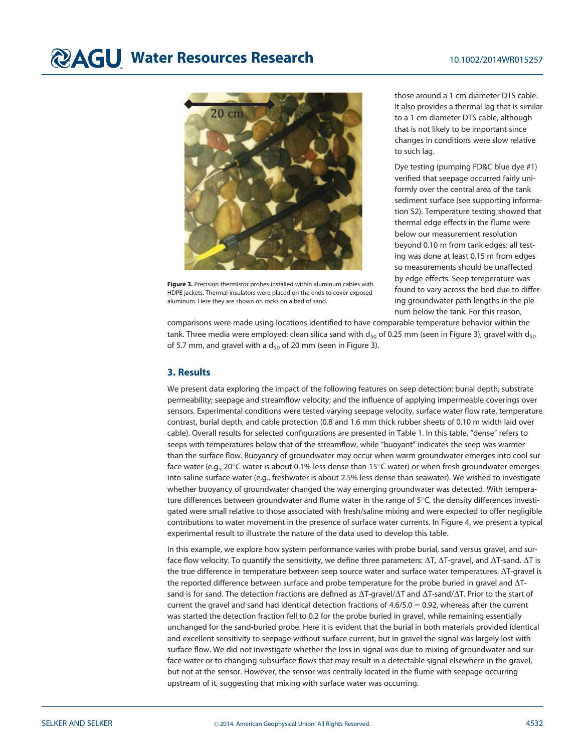Figure 3. Precision thermistor probes installed within aluminum cables with HDPE jackets. Thermal insulators were placed on the ends to cover exposed aluminum. Here they are shown on rocks on a bed of sand.

those around a 1 cm diameter DTS cable. It also provides a thermal lag that is similar to a 1 cm diameter DTS cable, although that is not likely to be important since changes in conditions were slow relative to such lag.

Dye testing (pumping FD&C blue dye #1) verified that seepage occurred fairly uniformly over the central area of the tank sediment surface (see supporting information S2). Temperature testing showed that thermal edge effects in the flume were below our measurement resolution beyond 0.10 m from tank edges: all testing was done at least 0.15 m from edges so measurements should be unaffected by edge effects. Seep temperature was found to vary across the bed due to differing groundwater path lengths in the plenum below the tank. For this reason, comparisons were made using locations identified to have comparable temperature behavior within the tank. Three media were employed: clean silica sand with $d_{50}$ of 0.25 mm (seen in Figure 3), gravel with $d_{50}$ of 5.7 mm, and gravel with a $d_{50}$ of 20 mm (seen in Figure 3).

## 3. Results

We present data exploring the impact of the following features on seep detection: burial depth; substrate permeability; seepage and streamflow velocity; and the influence of applying impermeable coverings over sensors. Experimental conditions were tested varying seepage velocity, surface water flow rate, temperature contrast, burial depth, and cable protection (0.8 and 1.6 mm thick rubber sheets of 0.10 m width laid over cable). Overall results for selected configurations are presented in Table 1. In this table, "dense" refers to seeps with temperatures below that of the streamflow, while "buoyant" indicates the seep was warmer than the surface flow. Buoyancy of groundwater may occur when warm groundwater emerges into cool surface water (e.g., 20°C water is about 0.1% less dense than 15°C water) or when fresh groundwater emerges into saline surface water (e.g., freshwater is about 2.5% less dense than seawater). We wished to investigate whether buoyancy of groundwater changed the way emerging groundwater was detected. With temperature differences between groundwater and flume water in the range of 5°C, the density differences investigated were small relative to those associated with fresh/saline mixing and were expected to offer negligible contributions to water movement in the presence of surface water currents. In Figure 4, we present a typical experimental result to illustrate the nature of the data used to develop this table.

In this example, we explore how system performance varies with probe burial, sand versus gravel, and surface flow velocity. To quantify the sensitivity, we define three parameters: $\Delta T$, $\Delta T$-gravel, and $\Delta T$-sand. $\Delta T$ is the true difference in temperature between seep source water and surface water temperatures. $\Delta T$-gravel is the reported difference between surface and probe temperature for the probe buried in gravel and $\Delta T$-sand is for sand. The detection fractions are defined as $\Delta T$-gravel/$\Delta T$ and $\Delta T$-sand/$\Delta T$. Prior to the start of current the gravel and sand had identical detection fractions of $4.6/5.0 = 0.92$, whereas after the current was started the detection fraction fell to 0.2 for the probe buried in gravel, while remaining essentially unchanged for the sand-buried probe. Here it is evident that the burial in both materials provided identical and excellent sensitivity to seepage without surface current, but in gravel the signal was largely lost with surface flow. We did not investigate whether the loss in signal was due to mixing of groundwater and surface water or to changing subsurface flows that may result in a detectable signal elsewhere in the gravel, but not at the sensor. However, the sensor was centrally located in the flume with seepage occurring upstream of it, suggesting that mixing with surface water was occurring.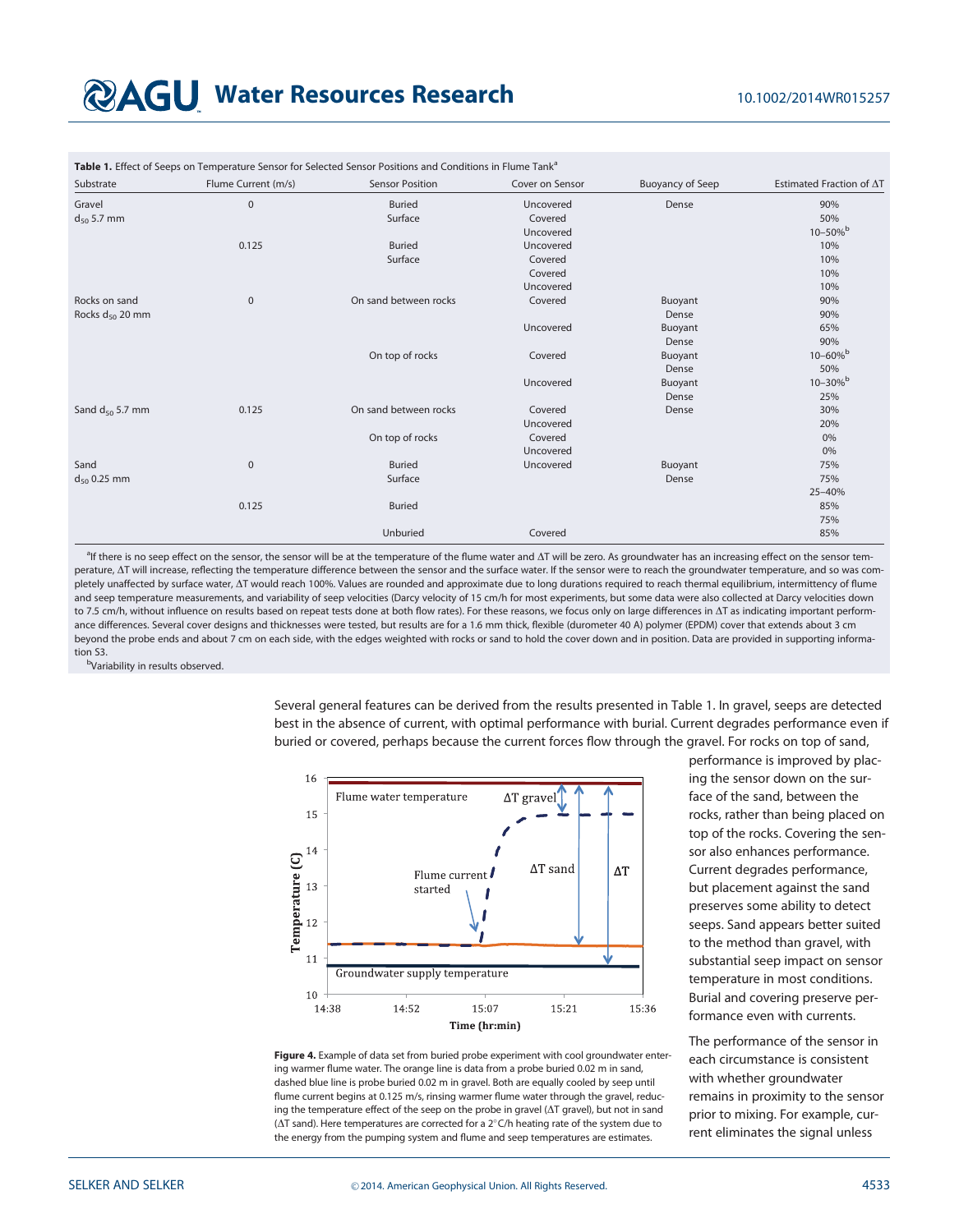**Table 1.** Effect of Seeps on Temperature Sensor for Selected Sensor Positions and Conditions in Flume Tank[a]

| Substrate | Flume Current (m/s) | Sensor Position | Cover on Sensor | Buoyancy of Seep | Estimated Fraction of ΔT |
|---|---|---|---|---|---|
| Gravel | 0 | Buried | Uncovered | Dense | 90% |
| $d_{50}$ 5.7 mm | | Surface | Covered | | 50% |
| | | | Uncovered | | 10–50%[b] |
| | 0.125 | Buried | Uncovered | | 10% |
| | | Surface | Covered | | 10% |
| | | | Covered | | 10% |
| | | | Uncovered | | 10% |
| Rocks on sand | 0 | On sand between rocks | Covered | Buoyant | 90% |
| Rocks $d_{50}$ 20 mm | | | | Dense | 90% |
| | | | Uncovered | Buoyant | 65% |
| | | | | Dense | 90% |
| | | On top of rocks | Covered | Buoyant | 10–60%[b] |
| | | | | Dense | 50% |
| | | | Uncovered | Buoyant | 10–30%[b] |
| | | | | Dense | 25% |
| Sand $d_{50}$ 5.7 mm | 0.125 | On sand between rocks | Covered | Dense | 30% |
| | | | Uncovered | | 20% |
| | | On top of rocks | Covered | | 0% |
| | | | Uncovered | | 0% |
| Sand | 0 | Buried | Uncovered | Buoyant | 75% |
| $d_{50}$ 0.25 mm | | Surface | | Dense | 75% |
| | | | | | 25–40% |
| | 0.125 | Buried | | | 85% |
| | | | | | 75% |
| | | Unburied | Covered | | 85% |

[a]If there is no seep effect on the sensor, the sensor will be at the temperature of the flume water and ΔT will be zero. As groundwater has an increasing effect on the sensor temperature, ΔT will increase, reflecting the temperature difference between the sensor and the surface water. If the sensor were to reach the groundwater temperature, and so was completely unaffected by surface water, ΔT would reach 100%. Values are rounded and approximate due to long durations required to reach thermal equilibrium, intermittency of flume and seep temperature measurements, and variability of seep velocities (Darcy velocity of 15 cm/h for most experiments, but some data were also collected at Darcy velocities down to 7.5 cm/h, without influence on results based on repeat tests done at both flow rates). For these reasons, we focus only on large differences in ΔT as indicating important performance differences. Several cover designs and thicknesses were tested, but results are for a 1.6 mm thick, flexible (durometer 40 A) polymer (EPDM) cover that extends about 3 cm beyond the probe ends and about 7 cm on each side, with the edges weighted with rocks or sand to hold the cover down and in position. Data are provided in supporting information S3.

[b]Variability in results observed.

Several general features can be derived from the results presented in Table 1. In gravel, seeps are detected best in the absence of current, with optimal performance with burial. Current degrades performance even if buried or covered, perhaps because the current forces flow through the gravel. For rocks on top of sand, performance is improved by placing the sensor down on the surface of the sand, between the rocks, rather than being placed on top of the rocks. Covering the sensor also enhances performance. Current degrades performance, but placement against the sand preserves some ability to detect seeps. Sand appears better suited to the method than gravel, with substantial seep impact on sensor temperature in most conditions. Burial and covering preserve performance even with currents.

**Figure 4.** Example of data set from buried probe experiment with cool groundwater entering warmer flume water. The orange line is data from a probe buried 0.02 m in sand, dashed blue line is probe buried 0.02 m in gravel. Both are equally cooled by seep until flume current begins at 0.125 m/s, rinsing warmer flume water through the gravel, reducing the temperature effect of the seep on the probe in gravel (ΔT gravel), but not in sand (ΔT sand). Here temperatures are corrected for a 2°C/h heating rate of the system due to the energy from the pumping system and flume and seep temperatures are estimates.

The performance of the sensor in each circumstance is consistent with whether groundwater remains in proximity to the sensor prior to mixing. For example, current eliminates the signal unless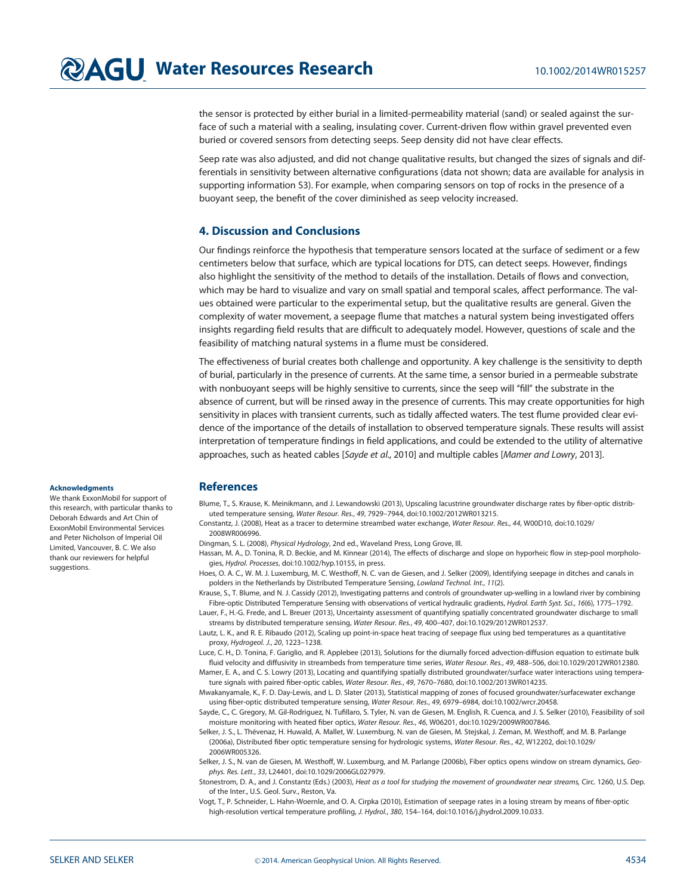the sensor is protected by either burial in a limited-permeability material (sand) or sealed against the surface of such a material with a sealing, insulating cover. Current-driven flow within gravel prevented even buried or covered sensors from detecting seeps. Seep density did not have clear effects.

Seep rate was also adjusted, and did not change qualitative results, but changed the sizes of signals and differentials in sensitivity between alternative configurations (data not shown; data are available for analysis in supporting information S3). For example, when comparing sensors on top of rocks in the presence of a buoyant seep, the benefit of the cover diminished as seep velocity increased.

## 4. Discussion and Conclusions

Our findings reinforce the hypothesis that temperature sensors located at the surface of sediment or a few centimeters below that surface, which are typical locations for DTS, can detect seeps. However, findings also highlight the sensitivity of the method to details of the installation. Details of flows and convection, which may be hard to visualize and vary on small spatial and temporal scales, affect performance. The values obtained were particular to the experimental setup, but the qualitative results are general. Given the complexity of water movement, a seepage flume that matches a natural system being investigated offers insights regarding field results that are difficult to adequately model. However, questions of scale and the feasibility of matching natural systems in a flume must be considered.

The effectiveness of burial creates both challenge and opportunity. A key challenge is the sensitivity to depth of burial, particularly in the presence of currents. At the same time, a sensor buried in a permeable substrate with nonbuoyant seeps will be highly sensitive to currents, since the seep will "fill" the substrate in the absence of current, but will be rinsed away in the presence of currents. This may create opportunities for high sensitivity in places with transient currents, such as tidally affected waters. The test flume provided clear evidence of the importance of the details of installation to observed temperature signals. These results will assist interpretation of temperature findings in field applications, and could be extended to the utility of alternative approaches, such as heated cables [*Sayde et al.*, 2010] and multiple cables [*Mamer and Lowry*, 2013].

**Acknowledgments**

We thank ExxonMobil for support of this research, with particular thanks to Deborah Edwards and Art Chin of ExxonMobil Environmental Services and Peter Nicholson of Imperial Oil Limited, Vancouver, B. C. We also thank our reviewers for helpful suggestions.

## References

Blume, T., S. Krause, K. Meinikmann, and J. Lewandowski (2013), Upscaling lacustrine groundwater discharge rates by fiber-optic distributed temperature sensing, *Water Resour. Res.*, *49*, 7929–7944, doi:10.1002/2012WR013215.

Constantz, J. (2008), Heat as a tracer to determine streambed water exchange, *Water Resour. Res.*, *44*, W00D10, doi:10.1029/2008WR006996.

Dingman, S. L. (2008), *Physical Hydrology*, 2nd ed., Waveland Press, Long Grove, Ill.

Hassan, M. A., D. Tonina, R. D. Beckie, and M. Kinnear (2014), The effects of discharge and slope on hyporheic flow in step-pool morphologies, *Hydrol. Processes*, doi:10.1002/hyp.10155, in press.

Hoes, O. A. C., W. M. J. Luxemburg, M. C. Westhoff, N. C. van de Giesen, and J. Selker (2009), Identifying seepage in ditches and canals in polders in the Netherlands by Distributed Temperature Sensing, *Lowland Technol. Int.*, *11*(2).

Krause, S., T. Blume, and N. J. Cassidy (2012), Investigating patterns and controls of groundwater up-welling in a lowland river by combining Fibre-optic Distributed Temperature Sensing with observations of vertical hydraulic gradients, *Hydrol. Earth Syst. Sci.*, *16*(6), 1775–1792.

Lauer, F., H.-G. Frede, and L. Breuer (2013), Uncertainty assessment of quantifying spatially concentrated groundwater discharge to small streams by distributed temperature sensing, *Water Resour. Res.*, *49*, 400–407, doi:10.1029/2012WR012537.

Lautz, L. K., and R. E. Ribaudo (2012), Scaling up point-in-space heat tracing of seepage flux using bed temperatures as a quantitative proxy, *Hydrogeol. J.*, *20*, 1223–1238.

Luce, C. H., D. Tonina, F. Gariglio, and R. Applebee (2013), Solutions for the diurnally forced advection-diffusion equation to estimate bulk fluid velocity and diffusivity in streambeds from temperature time series, *Water Resour. Res.*, *49*, 488–506, doi:10.1029/2012WR012380.

Mamer, E. A., and C. S. Lowry (2013), Locating and quantifying spatially distributed groundwater/surface water interactions using temperature signals with paired fiber-optic cables, *Water Resour. Res.*, *49*, 7670–7680, doi:10.1002/2013WR014235.

Mwakanyamale, K., F. D. Day-Lewis, and L. D. Slater (2013), Statistical mapping of zones of focused groundwater/surfacewater exchange using fiber-optic distributed temperature sensing, *Water Resour. Res.*, *49*, 6979–6984, doi:10.1002/wrcr.20458.

Sayde, C., C. Gregory, M. Gil-Rodriguez, N. Tufillaro, S. Tyler, N. van de Giesen, M. English, R. Cuenca, and J. S. Selker (2010), Feasibility of soil moisture monitoring with heated fiber optics, *Water Resour. Res.*, *46*, W06201, doi:10.1029/2009WR007846.

Selker, J. S., L. Thévenaz, H. Huwald, A. Mallet, W. Luxemburg, N. van de Giesen, M. Stejskal, J. Zeman, M. Westhoff, and M. B. Parlange (2006a), Distributed fiber optic temperature sensing for hydrologic systems, *Water Resour. Res.*, *42*, W12202, doi:10.1029/2006WR005326.

Selker, J. S., N. van de Giesen, M. Westhoff, W. Luxemburg, and M. Parlange (2006b), Fiber optics opens window on stream dynamics, *Geophys. Res. Lett.*, *33*, L24401, doi:10.1029/2006GL027979.

Stonestrom, D. A., and J. Constantz (Eds.) (2003), *Heat as a tool for studying the movement of groundwater near streams*, Circ. 1260, U.S. Dep. of the Inter., U.S. Geol. Surv., Reston, Va.

Vogt, T., P. Schneider, L. Hahn-Woernle, and O. A. Cirpka (2010), Estimation of seepage rates in a losing stream by means of fiber-optic high-resolution vertical temperature profiling, *J. Hydrol.*, *380*, 154–164, doi:10.1016/j.jhydrol.2009.10.033.